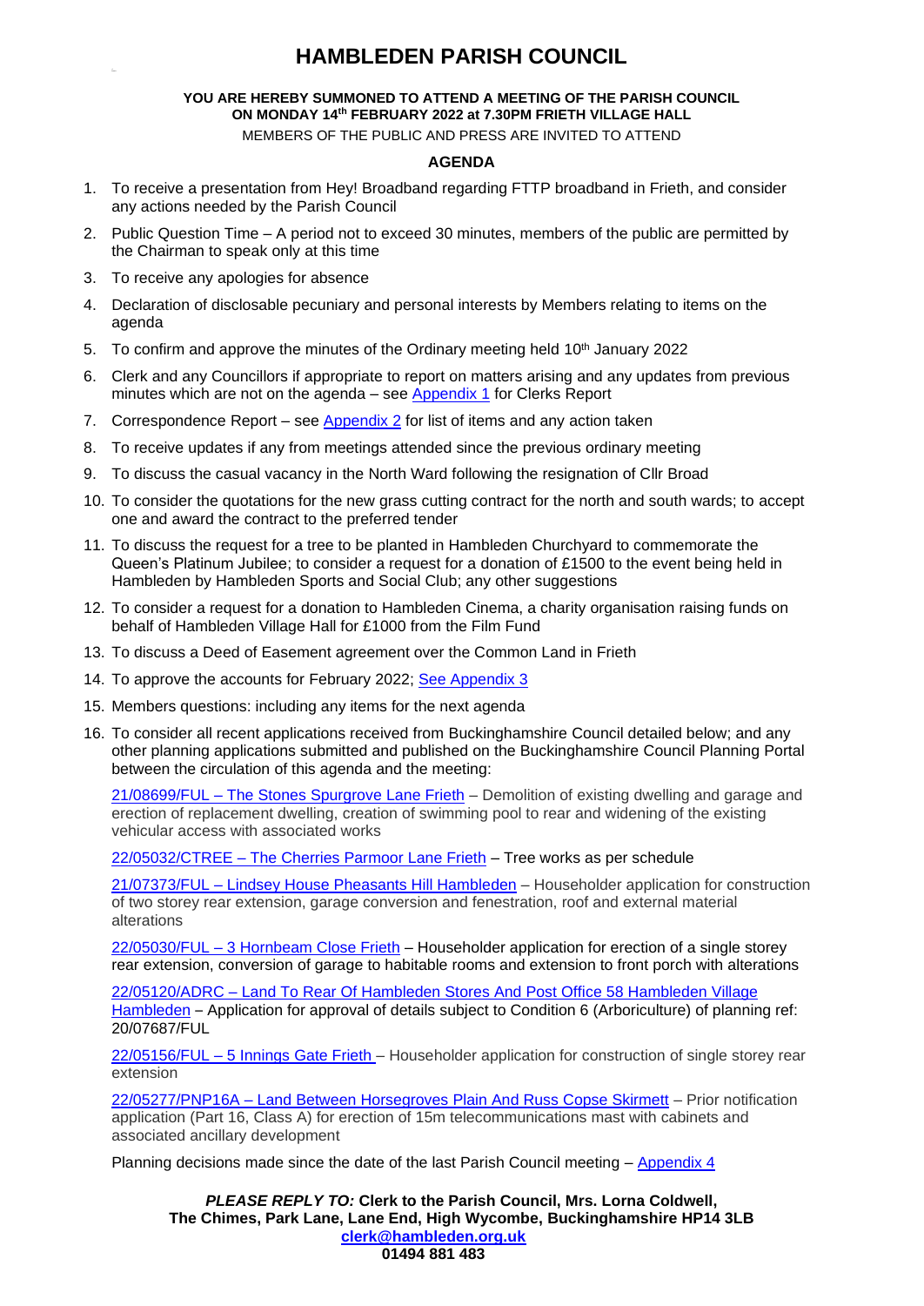# HAMBLEDEN PARISH COUNCIL

**YOU ARE HEREBY SUMMONED TO ATTEND A MEETING OF THE PARISH COUNCIL ON MONDAY 14th FEBRUARY 2022 at 7.30PM FRIETH VILLAGE HALL**

MEMBERS OF THE PUBLIC AND PRESS ARE INVITED TO ATTEND

## AGENDA

1. To receive a presentation from Hey! Broadband regarding FTTP broadband in Frieth, and consider any actions needed by the Parish Council
2. Public Question Time – A period not to exceed 30 minutes, members of the public are permitted by the Chairman to speak only at this time
3. To receive any apologies for absence
4. Declaration of disclosable pecuniary and personal interests by Members relating to items on the agenda
5. To confirm and approve the minutes of the Ordinary meeting held 10th January 2022
6. Clerk and any Councillors if appropriate to report on matters arising and any updates from previous minutes which are not on the agenda – see Appendix 1 for Clerks Report
7. Correspondence Report – see Appendix 2 for list of items and any action taken
8. To receive updates if any from meetings attended since the previous ordinary meeting
9. To discuss the casual vacancy in the North Ward following the resignation of Cllr Broad
10. To consider the quotations for the new grass cutting contract for the north and south wards; to accept one and award the contract to the preferred tender
11. To discuss the request for a tree to be planted in Hambleden Churchyard to commemorate the Queen's Platinum Jubilee; to consider a request for a donation of £1500 to the event being held in Hambleden by Hambleden Sports and Social Club; any other suggestions
12. To consider a request for a donation to Hambleden Cinema, a charity organisation raising funds on behalf of Hambleden Village Hall for £1000 from the Film Fund
13. To discuss a Deed of Easement agreement over the Common Land in Frieth
14. To approve the accounts for February 2022; See Appendix 3
15. Members questions: including any items for the next agenda
16. To consider all recent applications received from Buckinghamshire Council detailed below; and any other planning applications submitted and published on the Buckinghamshire Council Planning Portal between the circulation of this agenda and the meeting:

    21/08699/FUL – The Stones Spurgrove Lane Frieth – Demolition of existing dwelling and garage and erection of replacement dwelling, creation of swimming pool to rear and widening of the existing vehicular access with associated works

    22/05032/CTREE – The Cherries Parmoor Lane Frieth – Tree works as per schedule

    21/07373/FUL – Lindsey House Pheasants Hill Hambleden – Householder application for construction of two storey rear extension, garage conversion and fenestration, roof and external material alterations

    22/05030/FUL – 3 Hornbeam Close Frieth – Householder application for erection of a single storey rear extension, conversion of garage to habitable rooms and extension to front porch with alterations

    22/05120/ADRC – Land To Rear Of Hambleden Stores And Post Office 58 Hambleden Village Hambleden – Application for approval of details subject to Condition 6 (Arboriculture) of planning ref: 20/07687/FUL

    22/05156/FUL – 5 Innings Gate Frieth – Householder application for construction of single storey rear extension

    22/05277/PNP16A – Land Between Horsegroves Plain And Russ Copse Skirmett – Prior notification application (Part 16, Class A) for erection of 15m telecommunications mast with cabinets and associated ancillary development

    Planning decisions made since the date of the last Parish Council meeting – Appendix 4

***PLEASE REPLY TO:* Clerk to the Parish Council, Mrs. Lorna Coldwell, The Chimes, Park Lane, Lane End, High Wycombe, Buckinghamshire HP14 3LB**
**clerk@hambleden.org.uk**
**01494 881 483**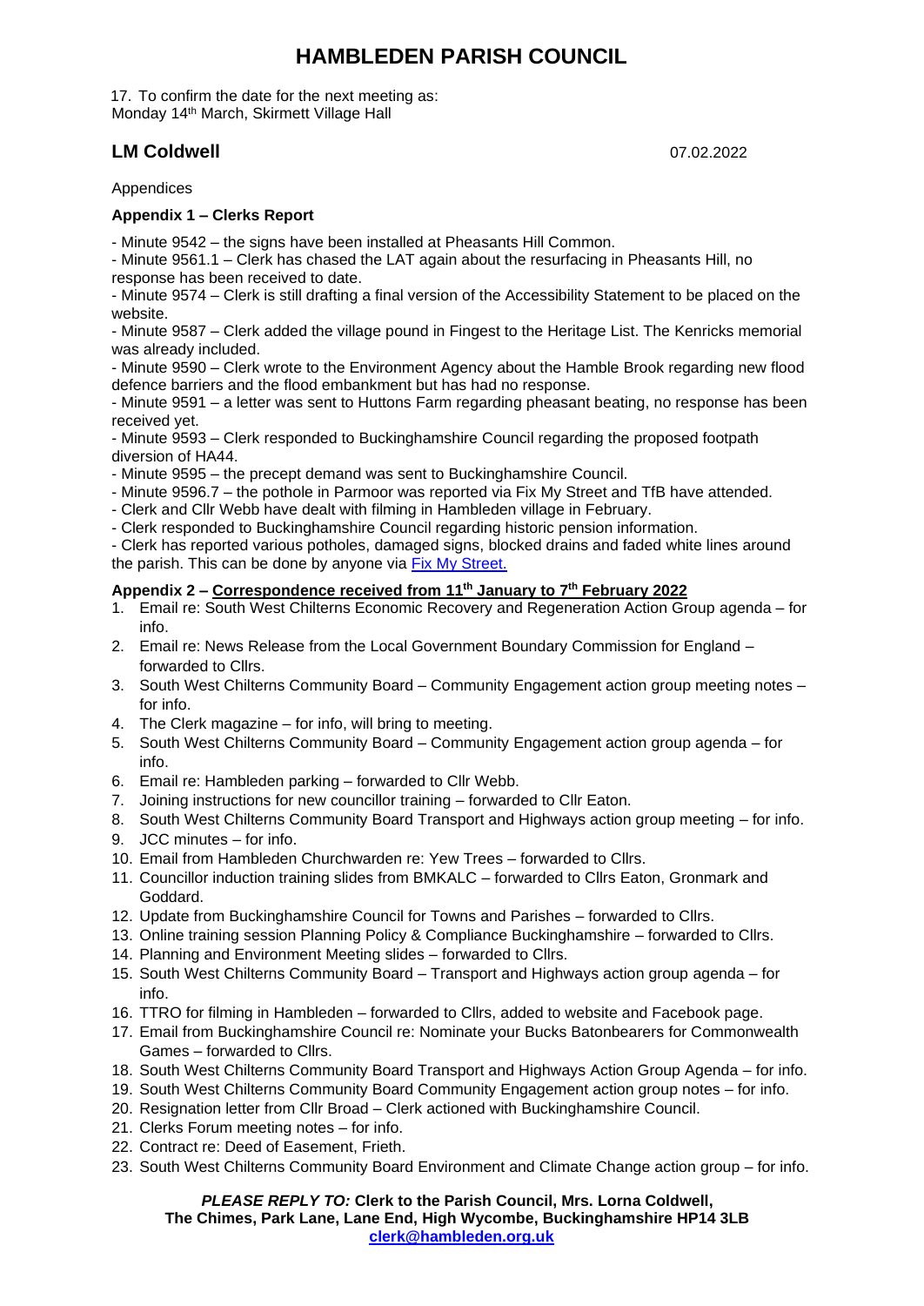17. To confirm the date for the next meeting as:
Monday 14th March, Skirmett Village Hall

**LM Coldwell** 07.02.2022

Appendices

**Appendix 1 – Clerks Report**

- Minute 9542 – the signs have been installed at Pheasants Hill Common.
- Minute 9561.1 – Clerk has chased the LAT again about the resurfacing in Pheasants Hill, no response has been received to date.
- Minute 9574 – Clerk is still drafting a final version of the Accessibility Statement to be placed on the website.
- Minute 9587 – Clerk added the village pound in Fingest to the Heritage List. The Kenricks memorial was already included.
- Minute 9590 – Clerk wrote to the Environment Agency about the Hamble Brook regarding new flood defence barriers and the flood embankment but has had no response.
- Minute 9591 – a letter was sent to Huttons Farm regarding pheasant beating, no response has been received yet.
- Minute 9593 – Clerk responded to Buckinghamshire Council regarding the proposed footpath diversion of HA44.
- Minute 9595 – the precept demand was sent to Buckinghamshire Council.
- Minute 9596.7 – the pothole in Parmoor was reported via Fix My Street and TfB have attended.
- Clerk and Cllr Webb have dealt with filming in Hambleden village in February.
- Clerk responded to Buckinghamshire Council regarding historic pension information.
- Clerk has reported various potholes, damaged signs, blocked drains and faded white lines around the parish. This can be done by anyone via Fix My Street.

**Appendix 2 – Correspondence received from 11th January to 7th February 2022**

1. Email re: South West Chilterns Economic Recovery and Regeneration Action Group agenda – for info.
2. Email re: News Release from the Local Government Boundary Commission for England – forwarded to Cllrs.
3. South West Chilterns Community Board – Community Engagement action group meeting notes – for info.
4. The Clerk magazine – for info, will bring to meeting.
5. South West Chilterns Community Board – Community Engagement action group agenda – for info.
6. Email re: Hambleden parking – forwarded to Cllr Webb.
7. Joining instructions for new councillor training – forwarded to Cllr Eaton.
8. South West Chilterns Community Board Transport and Highways action group meeting – for info.
9. JCC minutes – for info.
10. Email from Hambleden Churchwarden re: Yew Trees – forwarded to Cllrs.
11. Councillor induction training slides from BMKALC – forwarded to Cllrs Eaton, Gronmark and Goddard.
12. Update from Buckinghamshire Council for Towns and Parishes – forwarded to Cllrs.
13. Online training session Planning Policy & Compliance Buckinghamshire – forwarded to Cllrs.
14. Planning and Environment Meeting slides – forwarded to Cllrs.
15. South West Chilterns Community Board – Transport and Highways action group agenda – for info.
16. TTRO for filming in Hambleden – forwarded to Cllrs, added to website and Facebook page.
17. Email from Buckinghamshire Council re: Nominate your Bucks Batonbearers for Commonwealth Games – forwarded to Cllrs.
18. South West Chilterns Community Board Transport and Highways Action Group Agenda – for info.
19. South West Chilterns Community Board Community Engagement action group notes – for info.
20. Resignation letter from Cllr Broad – Clerk actioned with Buckinghamshire Council.
21. Clerks Forum meeting notes – for info.
22. Contract re: Deed of Easement, Frieth.
23. South West Chilterns Community Board Environment and Climate Change action group – for info.

***PLEASE REPLY TO:*** **Clerk to the Parish Council, Mrs. Lorna Coldwell, The Chimes, Park Lane, Lane End, High Wycombe, Buckinghamshire HP14 3LB**
**clerk@hambleden.org.uk**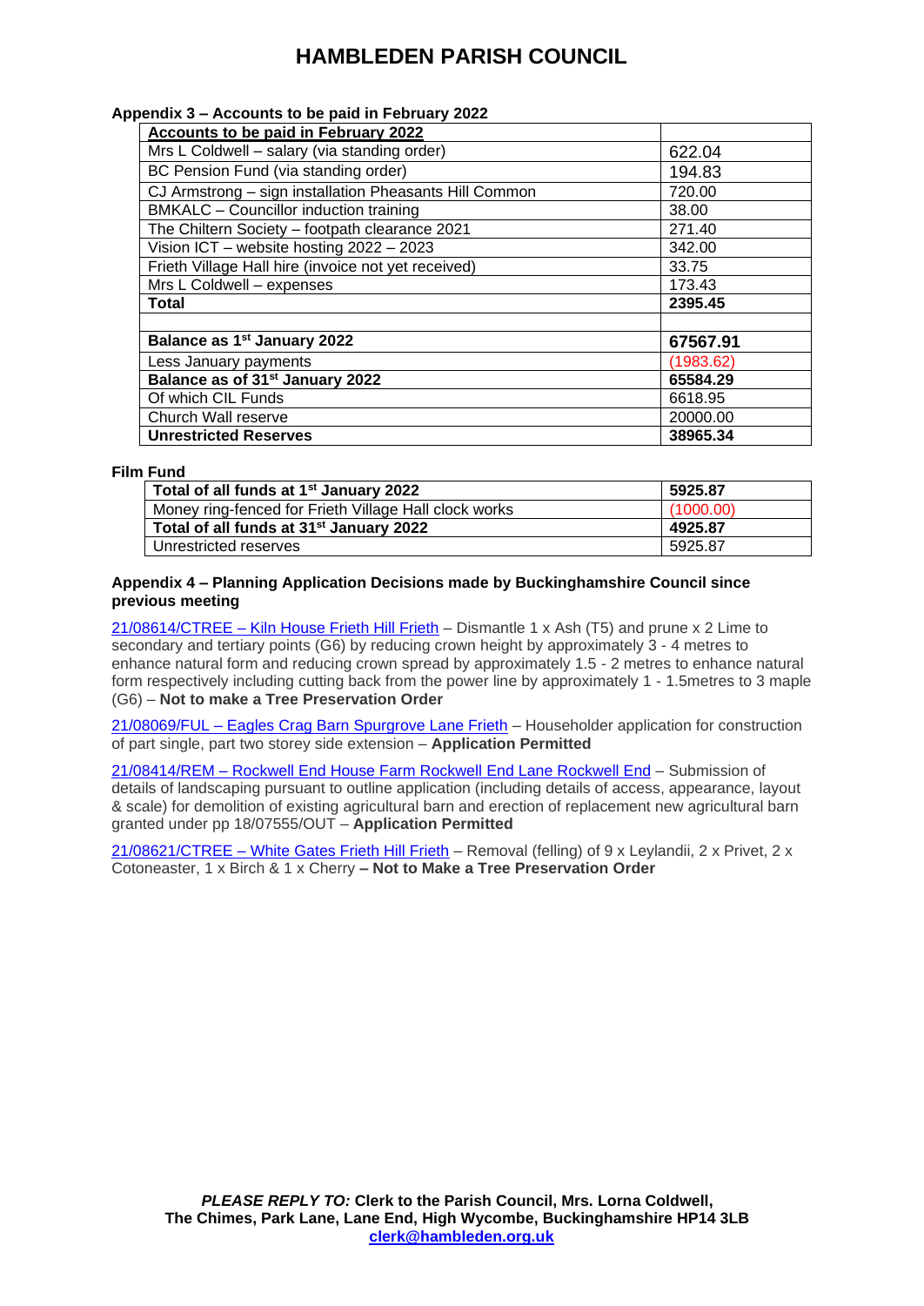# HAMBLEDEN PARISH COUNCIL

**Appendix 3 – Accounts to be paid in February 2022**

| | |
|---|---|
| **Accounts to be paid in February 2022** | |
| Mrs L Coldwell – salary (via standing order) | 622.04 |
| BC Pension Fund (via standing order) | 194.83 |
| CJ Armstrong – sign installation Pheasants Hill Common | 720.00 |
| BMKALC – Councillor induction training | 38.00 |
| The Chiltern Society – footpath clearance 2021 | 271.40 |
| Vision ICT – website hosting 2022 – 2023 | 342.00 |
| Frieth Village Hall hire (invoice not yet received) | 33.75 |
| Mrs L Coldwell – expenses | 173.43 |
| **Total** | **2395.45** |
| | |
| **Balance as 1st January 2022** | **67567.91** |
| Less January payments | (1983.62) |
| **Balance as of 31st January 2022** | **65584.29** |
| Of which CIL Funds | 6618.95 |
| Church Wall reserve | 20000.00 |
| **Unrestricted Reserves** | **38965.34** |

**Film Fund**

| | |
|---|---|
| **Total of all funds at 1st January 2022** | **5925.87** |
| Money ring-fenced for Frieth Village Hall clock works | (1000.00) |
| **Total of all funds at 31st January 2022** | **4925.87** |
| Unrestricted reserves | 5925.87 |

**Appendix 4 – Planning Application Decisions made by Buckinghamshire Council since previous meeting**

21/08614/CTREE – Kiln House Frieth Hill Frieth – Dismantle 1 x Ash (T5) and prune x 2 Lime to secondary and tertiary points (G6) by reducing crown height by approximately 3 - 4 metres to enhance natural form and reducing crown spread by approximately 1.5 - 2 metres to enhance natural form respectively including cutting back from the power line by approximately 1 - 1.5metres to 3 maple (G6) – **Not to make a Tree Preservation Order**

21/08069/FUL – Eagles Crag Barn Spurgrove Lane Frieth – Householder application for construction of part single, part two storey side extension – **Application Permitted**

21/08414/REM – Rockwell End House Farm Rockwell End Lane Rockwell End – Submission of details of landscaping pursuant to outline application (including details of access, appearance, layout & scale) for demolition of existing agricultural barn and erection of replacement new agricultural barn granted under pp 18/07555/OUT – **Application Permitted**

21/08621/CTREE – White Gates Frieth Hill Frieth – Removal (felling) of 9 x Leylandii, 2 x Privet, 2 x Cotoneaster, 1 x Birch & 1 x Cherry **– Not to Make a Tree Preservation Order**

***PLEASE REPLY TO:*** **Clerk to the Parish Council, Mrs. Lorna Coldwell, The Chimes, Park Lane, Lane End, High Wycombe, Buckinghamshire HP14 3LB**
**clerk@hambleden.org.uk**